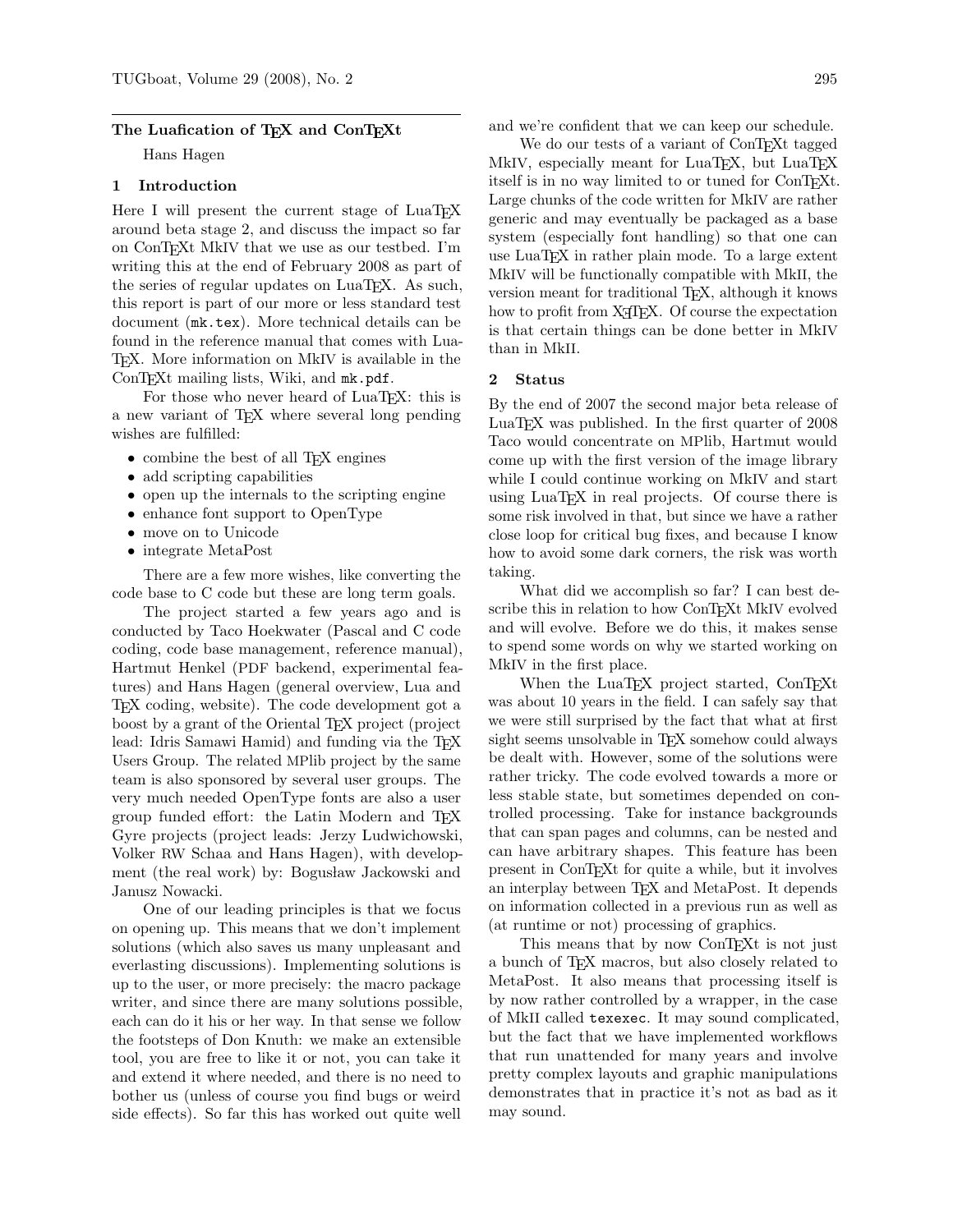## The Luafication of TeX and ConTeXt

Hans Hagen

### 1 Introduction

Here I will present the current stage of LuaTeX around beta stage 2, and discuss the impact so far on ConTeXt MkIV that we use as our testbed. I'm writing this at the end of February 2008 as part of the series of regular updates on LuaTeX. As such, this report is part of our more or less standard test document (`mk.tex`). More technical details can be found in the reference manual that comes with LuaTeX. More information on MkIV is available in the ConTeXt mailing lists, Wiki, and `mk.pdf`.

For those who never heard of LuaTeX: this is a new variant of TeX where several long pending wishes are fulfilled:

- combine the best of all TeX engines
- add scripting capabilities
- open up the internals to the scripting engine
- enhance font support to OpenType
- move on to Unicode
- integrate MetaPost

There are a few more wishes, like converting the code base to C code but these are long term goals.

The project started a few years ago and is conducted by Taco Hoekwater (Pascal and C code coding, code base management, reference manual), Hartmut Henkel (PDF backend, experimental features) and Hans Hagen (general overview, Lua and TeX coding, website). The code development got a boost by a grant of the Oriental TeX project (project lead: Idris Samawi Hamid) and funding via the TeX Users Group. The related MPlib project by the same team is also sponsored by several user groups. The very much needed OpenType fonts are also a user group funded effort: the Latin Modern and TeX Gyre projects (project leads: Jerzy Ludwichowski, Volker RW Schaa and Hans Hagen), with development (the real work) by: Bogusław Jackowski and Janusz Nowacki.

One of our leading principles is that we focus on opening up. This means that we don't implement solutions (which also saves us many unpleasant and everlasting discussions). Implementing solutions is up to the user, or more precisely: the macro package writer, and since there are many solutions possible, each can do it his or her way. In that sense we follow the footsteps of Don Knuth: we make an extensible tool, you are free to like it or not, you can take it and extend it where needed, and there is no need to bother us (unless of course you find bugs or weird side effects). So far this has worked out quite well and we're confident that we can keep our schedule.

We do our tests of a variant of ConTeXt tagged MkIV, especially meant for LuaTeX, but LuaTeX itself is in no way limited to or tuned for ConTeXt. Large chunks of the code written for MkIV are rather generic and may eventually be packaged as a base system (especially font handling) so that one can use LuaTeX in rather plain mode. To a large extent MkIV will be functionally compatible with MkII, the version meant for traditional TeX, although it knows how to profit from XeTeX. Of course the expectation is that certain things can be done better in MkIV than in MkII.

### 2 Status

By the end of 2007 the second major beta release of LuaTeX was published. In the first quarter of 2008 Taco would concentrate on MPlib, Hartmut would come up with the first version of the image library while I could continue working on MkIV and start using LuaTeX in real projects. Of course there is some risk involved in that, but since we have a rather close loop for critical bug fixes, and because I know how to avoid some dark corners, the risk was worth taking.

What did we accomplish so far? I can best describe this in relation to how ConTeXt MkIV evolved and will evolve. Before we do this, it makes sense to spend some words on why we started working on MkIV in the first place.

When the LuaTeX project started, ConTeXt was about 10 years in the field. I can safely say that we were still surprised by the fact that what at first sight seems unsolvable in TeX somehow could always be dealt with. However, some of the solutions were rather tricky. The code evolved towards a more or less stable state, but sometimes depended on controlled processing. Take for instance backgrounds that can span pages and columns, can be nested and can have arbitrary shapes. This feature has been present in ConTeXt for quite a while, but it involves an interplay between TeX and MetaPost. It depends on information collected in a previous run as well as (at runtime or not) processing of graphics.

This means that by now ConTeXt is not just a bunch of TeX macros, but also closely related to MetaPost. It also means that processing itself is by now rather controlled by a wrapper, in the case of MkII called `texexec`. It may sound complicated, but the fact that we have implemented workflows that run unattended for many years and involve pretty complex layouts and graphic manipulations demonstrates that in practice it's not as bad as it may sound.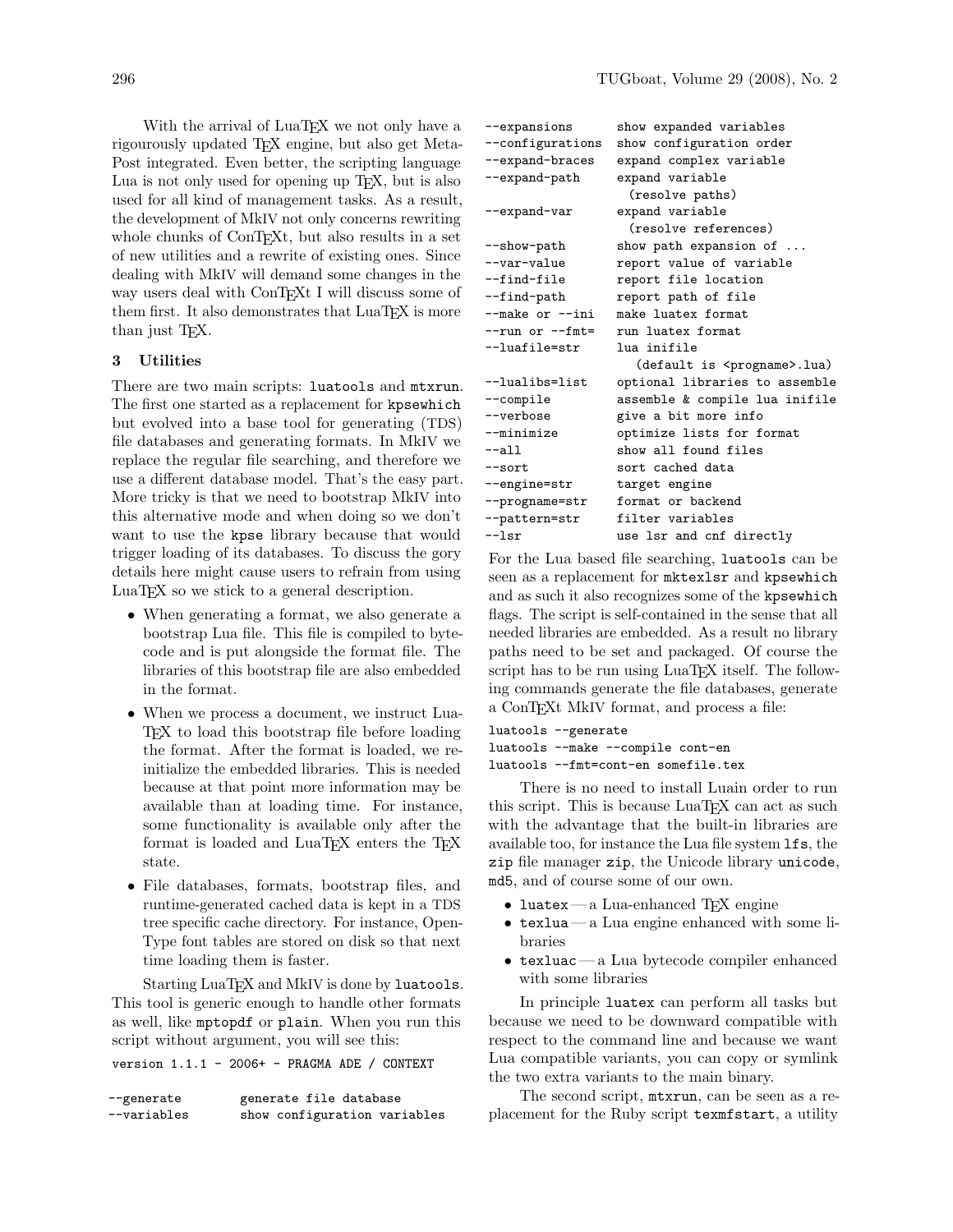With the arrival of LuaTeX we not only have a rigourously updated TeX engine, but also get MetaPost integrated. Even better, the scripting language Lua is not only used for opening up TeX, but is also used for all kind of management tasks. As a result, the development of MkIV not only concerns rewriting whole chunks of ConTeXt, but also results in a set of new utilities and a rewrite of existing ones. Since dealing with MkIV will demand some changes in the way users deal with ConTeXt I will discuss some of them first. It also demonstrates that LuaTeX is more than just TeX.

## 3 Utilities

There are two main scripts: `luatools` and `mtxrun`. The first one started as a replacement for `kpsewhich` but evolved into a base tool for generating (TDS) file databases and generating formats. In MkIV we replace the regular file searching, and therefore we use a different database model. That's the easy part. More tricky is that we need to bootstrap MkIV into this alternative mode and when doing so we don't want to use the `kpse` library because that would trigger loading of its databases. To discuss the gory details here might cause users to refrain from using LuaTeX so we stick to a general description.

- When generating a format, we also generate a bootstrap Lua file. This file is compiled to bytecode and is put alongside the format file. The libraries of this bootstrap file are also embedded in the format.
- When we process a document, we instruct LuaTeX to load this bootstrap file before loading the format. After the format is loaded, we reinitialize the embedded libraries. This is needed because at that point more information may be available than at loading time. For instance, some functionality is available only after the format is loaded and LuaTeX enters the TeX state.
- File databases, formats, bootstrap files, and runtime-generated cached data is kept in a TDS tree specific cache directory. For instance, OpenType font tables are stored on disk so that next time loading them is faster.

Starting LuaTeX and MkIV is done by `luatools`. This tool is generic enough to handle other formats as well, like `mptopdf` or `plain`. When you run this script without argument, you will see this:

```
version 1.1.1 - 2006+ - PRAGMA ADE / CONTEXT

--generate         generate file database
--variables        show configuration variables
--expansions       show expanded variables
--configurations   show configuration order
--expand-braces    expand complex variable
--expand-path      expand variable
                     (resolve paths)
--expand-var       expand variable
                     (resolve references)
--show-path        show path expansion of ...
--var-value        report value of variable
--find-file        report file location
--find-path        report path of file
--make or --ini    make luatex format
--run or --fmt=    run luatex format
--luafile=str      lua inifile
                     (default is <progname>.lua)
--lualibs=list     optional libraries to assemble
--compile          assemble & compile lua inifile
--verbose          give a bit more info
--minimize         optimize lists for format
--all              show all found files
--sort             sort cached data
--engine=str       target engine
--progname=str     format or backend
--pattern=str      filter variables
--lsr              use lsr and cnf directly
```

For the Lua based file searching, `luatools` can be seen as a replacement for `mktexlsr` and `kpsewhich` and as such it also recognizes some of the `kpsewhich` flags. The script is self-contained in the sense that all needed libraries are embedded. As a result no library paths need to be set and packaged. Of course the script has to be run using LuaTeX itself. The following commands generate the file databases, generate a ConTeXt MkIV format, and process a file:

```
luatools --generate
luatools --make --compile cont-en
luatools --fmt=cont-en somefile.tex
```

There is no need to install Luain order to run this script. This is because LuaTeX can act as such with the advantage that the built-in libraries are available too, for instance the Lua file system `lfs`, the `zip` file manager `zip`, the Unicode library `unicode`, `md5`, and of course some of our own.

- `luatex` — a Lua-enhanced TeX engine
- `texlua` — a Lua engine enhanced with some libraries
- `texluac` — a Lua bytecode compiler enhanced with some libraries

In principle `luatex` can perform all tasks but because we need to be downward compatible with respect to the command line and because we want Lua compatible variants, you can copy or symlink the two extra variants to the main binary.

The second script, `mtxrun`, can be seen as a replacement for the Ruby script `texmfstart`, a utility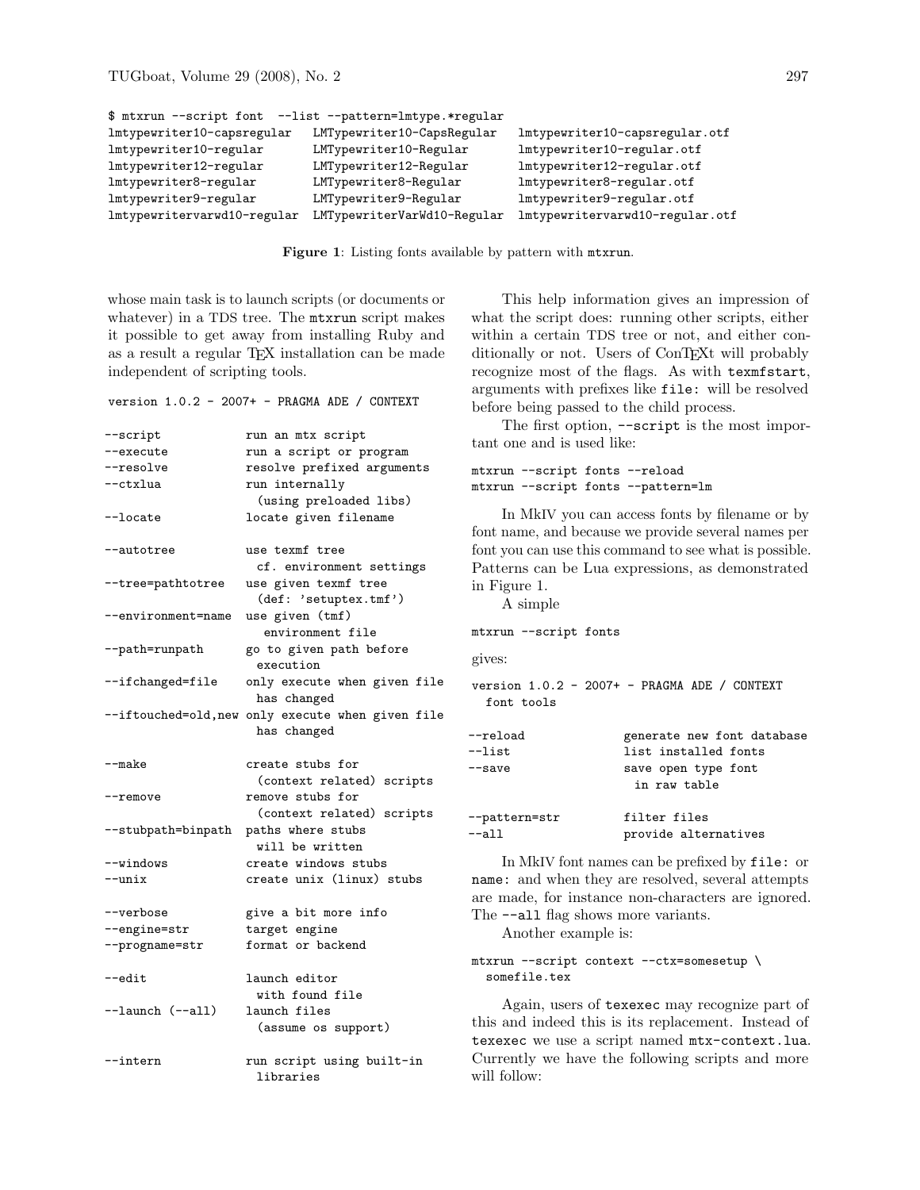```
$ mtxrun --script font  --list --pattern=lmtype.*regular
lmtypewriter10-capsregular   LMTypewriter10-CapsRegular   lmtypewriter10-capsregular.otf
lmtypewriter10-regular       LMTypewriter10-Regular       lmtypewriter10-regular.otf
lmtypewriter12-regular       LMTypewriter12-Regular       lmtypewriter12-regular.otf
lmtypewriter8-regular        LMTypewriter8-Regular        lmtypewriter8-regular.otf
lmtypewriter9-regular        LMTypewriter9-Regular        lmtypewriter9-regular.otf
lmtypewritervarwd10-regular  LMTypewriterVarWd10-Regular  lmtypewritervarwd10-regular.otf
```

**Figure 1**: Listing fonts available by pattern with `mtxrun`.

whose main task is to launch scripts (or documents or whatever) in a TDS tree. The `mtxrun` script makes it possible to get away from installing Ruby and as a result a regular TeX installation can be made independent of scripting tools.

```
version 1.0.2 - 2007+ - PRAGMA ADE / CONTEXT

--script             run an mtx script
--execute            run a script or program
--resolve            resolve prefixed arguments
--ctxlua             run internally
                      (using preloaded libs)
--locate             locate given filename

--autotree           use texmf tree
                      cf. environment settings
--tree=pathtotree    use given texmf tree
                      (def: 'setuptex.tmf')
--environment=name   use given (tmf)
                       environment file
--path=runpath       go to given path before
                      execution
--ifchanged=file     only execute when given file
                      has changed
--iftouched=old,new  only execute when given file
                      has changed

--make               create stubs for
                      (context related) scripts
--remove             remove stubs for
                      (context related) scripts
--stubpath=binpath   paths where stubs
                      will be written
--windows            create windows stubs
--unix               create unix (linux) stubs

--verbose            give a bit more info
--engine=str         target engine
--progname=str       format or backend

--edit               launch editor
                      with found file
--launch (--all)     launch files
                      (assume os support)

--intern             run script using built-in
                      libraries
```

This help information gives an impression of what the script does: running other scripts, either within a certain TDS tree or not, and either conditionally or not. Users of ConTeXt will probably recognize most of the flags. As with `texmfstart`, arguments with prefixes like `file:` will be resolved before being passed to the child process.

The first option, `--script` is the most important one and is used like:

```
mtxrun --script fonts --reload
mtxrun --script fonts --pattern=lm
```

In MkIV you can access fonts by filename or by font name, and because we provide several names per font you can use this command to see what is possible. Patterns can be Lua expressions, as demonstrated in Figure 1.

A simple

```
mtxrun --script fonts
```

gives:

```
version 1.0.2 - 2007+ - PRAGMA ADE / CONTEXT
  font tools

--reload             generate new font database
--list               list installed fonts
--save               save open type font
                       in raw table

--pattern=str        filter files
--all                provide alternatives
```

In MkIV font names can be prefixed by `file:` or `name:` and when they are resolved, several attempts are made, for instance non-characters are ignored. The `--all` flag shows more variants.

Another example is:

```
mtxrun --script context --ctx=somesetup \
  somefile.tex
```

Again, users of `texexec` may recognize part of this and indeed this is its replacement. Instead of `texexec` we use a script named `mtx-context.lua`. Currently we have the following scripts and more will follow: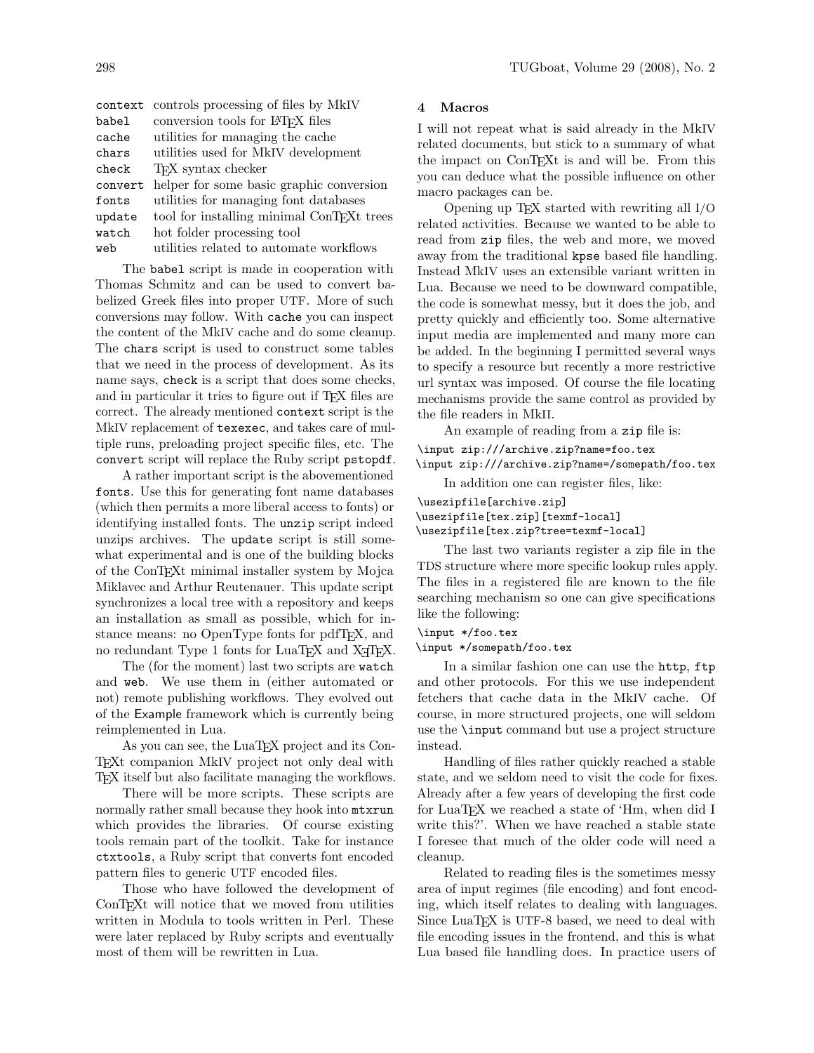| | |
|---|---|
| `context` | controls processing of files by MkIV |
| `babel` | conversion tools for LaTeX files |
| `cache` | utilities for managing the cache |
| `chars` | utilities used for MkIV development |
| `check` | TeX syntax checker |
| `convert` | helper for some basic graphic conversion |
| `fonts` | utilities for managing font databases |
| `update` | tool for installing minimal ConTeXt trees |
| `watch` | hot folder processing tool |
| `web` | utilities related to automate workflows |

The `babel` script is made in cooperation with Thomas Schmitz and can be used to convert babelized Greek files into proper UTF. More of such conversions may follow. With `cache` you can inspect the content of the MkIV cache and do some cleanup. The `chars` script is used to construct some tables that we need in the process of development. As its name says, `check` is a script that does some checks, and in particular it tries to figure out if TeX files are correct. The already mentioned `context` script is the MkIV replacement of `texexec`, and takes care of multiple runs, preloading project specific files, etc. The `convert` script will replace the Ruby script `pstopdf`.

A rather important script is the abovementioned `fonts`. Use this for generating font name databases (which then permits a more liberal access to fonts) or identifying installed fonts. The `unzip` script indeed unzips archives. The `update` script is still somewhat experimental and is one of the building blocks of the ConTeXt minimal installer system by Mojca Miklavec and Arthur Reutenauer. This update script synchronizes a local tree with a repository and keeps an installation as small as possible, which for instance means: no OpenType fonts for pdfTeX, and no redundant Type 1 fonts for LuaTeX and XeTeX.

The (for the moment) last two scripts are `watch` and `web`. We use them in (either automated or not) remote publishing workflows. They evolved out of the Example framework which is currently being reimplemented in Lua.

As you can see, the LuaTeX project and its ConTeXt companion MkIV project not only deal with TeX itself but also facilitate managing the workflows.

There will be more scripts. These scripts are normally rather small because they hook into `mtxrun` which provides the libraries. Of course existing tools remain part of the toolkit. Take for instance `ctxtools`, a Ruby script that converts font encoded pattern files to generic UTF encoded files.

Those who have followed the development of ConTeXt will notice that we moved from utilities written in Modula to tools written in Perl. These were later replaced by Ruby scripts and eventually most of them will be rewritten in Lua.

## 4 Macros

I will not repeat what is said already in the MkIV related documents, but stick to a summary of what the impact on ConTeXt is and will be. From this you can deduce what the possible influence on other macro packages can be.

Opening up TeX started with rewriting all I/O related activities. Because we wanted to be able to read from `zip` files, the web and more, we moved away from the traditional `kpse` based file handling. Instead MkIV uses an extensible variant written in Lua. Because we need to be downward compatible, the code is somewhat messy, but it does the job, and pretty quickly and efficiently too. Some alternative input media are implemented and many more can be added. In the beginning I permitted several ways to specify a resource but recently a more restrictive url syntax was imposed. Of course the file locating mechanisms provide the same control as provided by the file readers in MkII.

An example of reading from a `zip` file is:

```
\input zip:///archive.zip?name=foo.tex
\input zip:///archive.zip?name=/somepath/foo.tex
```

In addition one can register files, like:

```
\usezipfile[archive.zip]
\usezipfile[tex.zip][texmf-local]
\usezipfile[tex.zip?tree=texmf-local]
```

The last two variants register a zip file in the TDS structure where more specific lookup rules apply. The files in a registered file are known to the file searching mechanism so one can give specifications like the following:

```
\input */foo.tex
\input */somepath/foo.tex
```

In a similar fashion one can use the `http`, `ftp` and other protocols. For this we use independent fetchers that cache data in the MkIV cache. Of course, in more structured projects, one will seldom use the `\input` command but use a project structure instead.

Handling of files rather quickly reached a stable state, and we seldom need to visit the code for fixes. Already after a few years of developing the first code for LuaTeX we reached a state of 'Hm, when did I write this?'. When we have reached a stable state I foresee that much of the older code will need a cleanup.

Related to reading files is the sometimes messy area of input regimes (file encoding) and font encoding, which itself relates to dealing with languages. Since LuaTeX is UTF-8 based, we need to deal with file encoding issues in the frontend, and this is what Lua based file handling does. In practice users of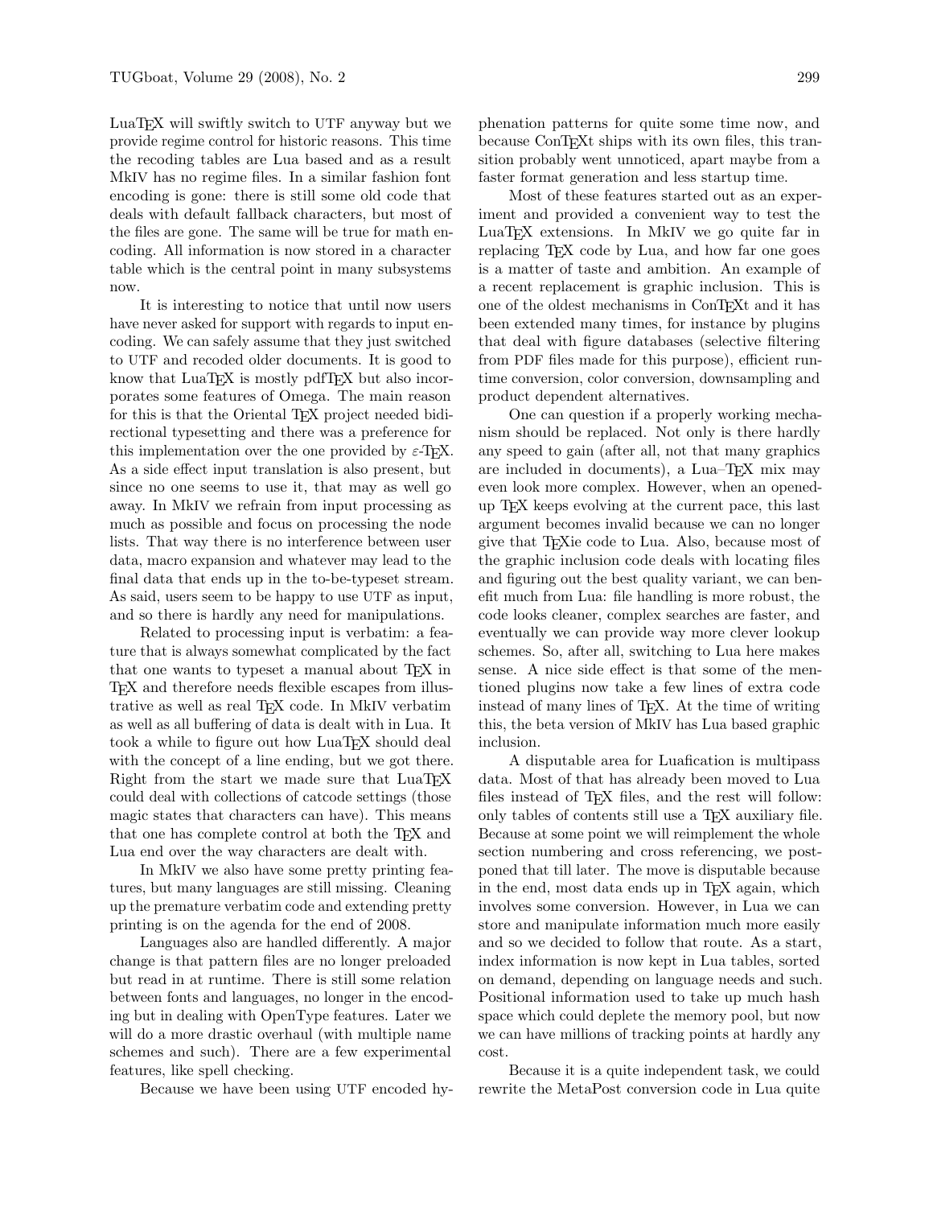LuaTeX will swiftly switch to UTF anyway but we provide regime control for historic reasons. This time the recoding tables are Lua based and as a result MkIV has no regime files. In a similar fashion font encoding is gone: there is still some old code that deals with default fallback characters, but most of the files are gone. The same will be true for math encoding. All information is now stored in a character table which is the central point in many subsystems now.

It is interesting to notice that until now users have never asked for support with regards to input encoding. We can safely assume that they just switched to UTF and recoded older documents. It is good to know that LuaTeX is mostly pdfTeX but also incorporates some features of Omega. The main reason for this is that the Oriental TeX project needed bidirectional typesetting and there was a preference for this implementation over the one provided by ε-TeX. As a side effect input translation is also present, but since no one seems to use it, that may as well go away. In MkIV we refrain from input processing as much as possible and focus on processing the node lists. That way there is no interference between user data, macro expansion and whatever may lead to the final data that ends up in the to-be-typeset stream. As said, users seem to be happy to use UTF as input, and so there is hardly any need for manipulations.

Related to processing input is verbatim: a feature that is always somewhat complicated by the fact that one wants to typeset a manual about TeX in TeX and therefore needs flexible escapes from illustrative as well as real TeX code. In MkIV verbatim as well as all buffering of data is dealt with in Lua. It took a while to figure out how LuaTeX should deal with the concept of a line ending, but we got there. Right from the start we made sure that LuaTeX could deal with collections of catcode settings (those magic states that characters can have). This means that one has complete control at both the TeX and Lua end over the way characters are dealt with.

In MkIV we also have some pretty printing features, but many languages are still missing. Cleaning up the premature verbatim code and extending pretty printing is on the agenda for the end of 2008.

Languages also are handled differently. A major change is that pattern files are no longer preloaded but read in at runtime. There is still some relation between fonts and languages, no longer in the encoding but in dealing with OpenType features. Later we will do a more drastic overhaul (with multiple name schemes and such). There are a few experimental features, like spell checking.

Because we have been using UTF encoded hyphenation patterns for quite some time now, and because ConTeXt ships with its own files, this transition probably went unnoticed, apart maybe from a faster format generation and less startup time.

Most of these features started out as an experiment and provided a convenient way to test the LuaTeX extensions. In MkIV we go quite far in replacing TeX code by Lua, and how far one goes is a matter of taste and ambition. An example of a recent replacement is graphic inclusion. This is one of the oldest mechanisms in ConTeXt and it has been extended many times, for instance by plugins that deal with figure databases (selective filtering from PDF files made for this purpose), efficient runtime conversion, color conversion, downsampling and product dependent alternatives.

One can question if a properly working mechanism should be replaced. Not only is there hardly any speed to gain (after all, not that many graphics are included in documents), a Lua–TeX mix may even look more complex. However, when an opened-up TeX keeps evolving at the current pace, this last argument becomes invalid because we can no longer give that TeXie code to Lua. Also, because most of the graphic inclusion code deals with locating files and figuring out the best quality variant, we can benefit much from Lua: file handling is more robust, the code looks cleaner, complex searches are faster, and eventually we can provide way more clever lookup schemes. So, after all, switching to Lua here makes sense. A nice side effect is that some of the mentioned plugins now take a few lines of extra code instead of many lines of TeX. At the time of writing this, the beta version of MkIV has Lua based graphic inclusion.

A disputable area for Luafication is multipass data. Most of that has already been moved to Lua files instead of TeX files, and the rest will follow: only tables of contents still use a TeX auxiliary file. Because at some point we will reimplement the whole section numbering and cross referencing, we postponed that till later. The move is disputable because in the end, most data ends up in TeX again, which involves some conversion. However, in Lua we can store and manipulate information much more easily and so we decided to follow that route. As a start, index information is now kept in Lua tables, sorted on demand, depending on language needs and such. Positional information used to take up much hash space which could deplete the memory pool, but now we can have millions of tracking points at hardly any cost.

Because it is a quite independent task, we could rewrite the MetaPost conversion code in Lua quite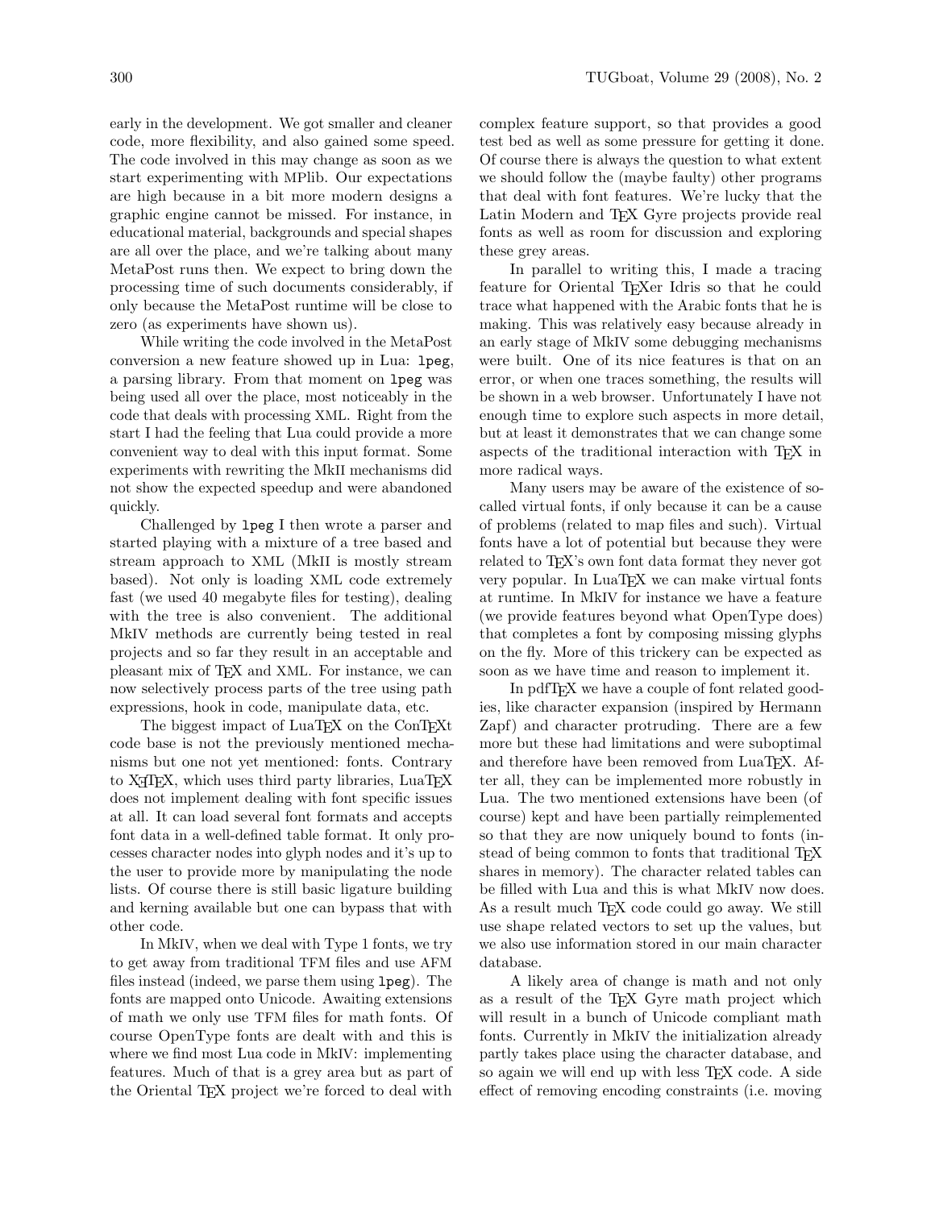early in the development. We got smaller and cleaner code, more flexibility, and also gained some speed. The code involved in this may change as soon as we start experimenting with MPlib. Our expectations are high because in a bit more modern designs a graphic engine cannot be missed. For instance, in educational material, backgrounds and special shapes are all over the place, and we're talking about many MetaPost runs then. We expect to bring down the processing time of such documents considerably, if only because the MetaPost runtime will be close to zero (as experiments have shown us).

While writing the code involved in the MetaPost conversion a new feature showed up in Lua: `lpeg`, a parsing library. From that moment on `lpeg` was being used all over the place, most noticeably in the code that deals with processing XML. Right from the start I had the feeling that Lua could provide a more convenient way to deal with this input format. Some experiments with rewriting the MkII mechanisms did not show the expected speedup and were abandoned quickly.

Challenged by `lpeg` I then wrote a parser and started playing with a mixture of a tree based and stream approach to XML (MkII is mostly stream based). Not only is loading XML code extremely fast (we used 40 megabyte files for testing), dealing with the tree is also convenient. The additional MkIV methods are currently being tested in real projects and so far they result in an acceptable and pleasant mix of TeX and XML. For instance, we can now selectively process parts of the tree using path expressions, hook in code, manipulate data, etc.

The biggest impact of LuaTeX on the ConTeXt code base is not the previously mentioned mechanisms but one not yet mentioned: fonts. Contrary to XeTeX, which uses third party libraries, LuaTeX does not implement dealing with font specific issues at all. It can load several font formats and accepts font data in a well-defined table format. It only processes character nodes into glyph nodes and it's up to the user to provide more by manipulating the node lists. Of course there is still basic ligature building and kerning available but one can bypass that with other code.

In MkIV, when we deal with Type 1 fonts, we try to get away from traditional TFM files and use AFM files instead (indeed, we parse them using `lpeg`). The fonts are mapped onto Unicode. Awaiting extensions of math we only use TFM files for math fonts. Of course OpenType fonts are dealt with and this is where we find most Lua code in MkIV: implementing features. Much of that is a grey area but as part of the Oriental TeX project we're forced to deal with complex feature support, so that provides a good test bed as well as some pressure for getting it done. Of course there is always the question to what extent we should follow the (maybe faulty) other programs that deal with font features. We're lucky that the Latin Modern and TeX Gyre projects provide real fonts as well as room for discussion and exploring these grey areas.

In parallel to writing this, I made a tracing feature for Oriental TeXer Idris so that he could trace what happened with the Arabic fonts that he is making. This was relatively easy because already in an early stage of MkIV some debugging mechanisms were built. One of its nice features is that on an error, or when one traces something, the results will be shown in a web browser. Unfortunately I have not enough time to explore such aspects in more detail, but at least it demonstrates that we can change some aspects of the traditional interaction with TeX in more radical ways.

Many users may be aware of the existence of so-called virtual fonts, if only because it can be a cause of problems (related to map files and such). Virtual fonts have a lot of potential but because they were related to TeX's own font data format they never got very popular. In LuaTeX we can make virtual fonts at runtime. In MkIV for instance we have a feature (we provide features beyond what OpenType does) that completes a font by composing missing glyphs on the fly. More of this trickery can be expected as soon as we have time and reason to implement it.

In pdfTeX we have a couple of font related goodies, like character expansion (inspired by Hermann Zapf) and character protruding. There are a few more but these had limitations and were suboptimal and therefore have been removed from LuaTeX. After all, they can be implemented more robustly in Lua. The two mentioned extensions have been (of course) kept and have been partially reimplemented so that they are now uniquely bound to fonts (instead of being common to fonts that traditional TeX shares in memory). The character related tables can be filled with Lua and this is what MkIV now does. As a result much TeX code could go away. We still use shape related vectors to set up the values, but we also use information stored in our main character database.

A likely area of change is math and not only as a result of the TeX Gyre math project which will result in a bunch of Unicode compliant math fonts. Currently in MkIV the initialization already partly takes place using the character database, and so again we will end up with less TeX code. A side effect of removing encoding constraints (i.e. moving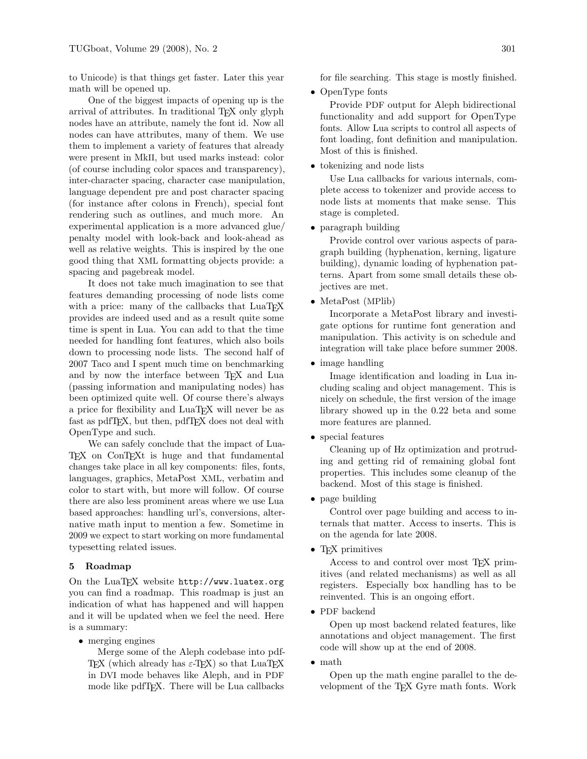to Unicode) is that things get faster. Later this year math will be opened up.

One of the biggest impacts of opening up is the arrival of attributes. In traditional TEX only glyph nodes have an attribute, namely the font id. Now all nodes can have attributes, many of them. We use them to implement a variety of features that already were present in MkII, but used marks instead: color (of course including color spaces and transparency), inter-character spacing, character case manipulation, language dependent pre and post character spacing (for instance after colons in French), special font rendering such as outlines, and much more. An experimental application is a more advanced glue/penalty model with look-back and look-ahead as well as relative weights. This is inspired by the one good thing that XML formatting objects provide: a spacing and pagebreak model.

It does not take much imagination to see that features demanding processing of node lists come with a price: many of the callbacks that LuaTEX provides are indeed used and as a result quite some time is spent in Lua. You can add to that the time needed for handling font features, which also boils down to processing node lists. The second half of 2007 Taco and I spent much time on benchmarking and by now the interface between TEX and Lua (passing information and manipulating nodes) has been optimized quite well. Of course there's always a price for flexibility and LuaTEX will never be as fast as pdfTEX, but then, pdfTEX does not deal with OpenType and such.

We can safely conclude that the impact of LuaTEX on ConTEXt is huge and that fundamental changes take place in all key components: files, fonts, languages, graphics, MetaPost XML, verbatim and color to start with, but more will follow. Of course there are also less prominent areas where we use Lua based approaches: handling url's, conversions, alternative math input to mention a few. Sometime in 2009 we expect to start working on more fundamental typesetting related issues.

## 5 Roadmap

On the LuaTEX website `http://www.luatex.org` you can find a roadmap. This roadmap is just an indication of what has happened and will happen and it will be updated when we feel the need. Here is a summary:

- merging engines

  Merge some of the Aleph codebase into pdfTEX (which already has $\varepsilon$-TEX) so that LuaTEX in DVI mode behaves like Aleph, and in PDF mode like pdfTEX. There will be Lua callbacks for file searching. This stage is mostly finished.

- OpenType fonts

  Provide PDF output for Aleph bidirectional functionality and add support for OpenType fonts. Allow Lua scripts to control all aspects of font loading, font definition and manipulation. Most of this is finished.

- tokenizing and node lists

  Use Lua callbacks for various internals, complete access to tokenizer and provide access to node lists at moments that make sense. This stage is completed.

- paragraph building

  Provide control over various aspects of paragraph building (hyphenation, kerning, ligature building), dynamic loading of hyphenation patterns. Apart from some small details these objectives are met.

- MetaPost (MPlib)

  Incorporate a MetaPost library and investigate options for runtime font generation and manipulation. This activity is on schedule and integration will take place before summer 2008.

- image handling

  Image identification and loading in Lua including scaling and object management. This is nicely on schedule, the first version of the image library showed up in the 0.22 beta and some more features are planned.

- special features

  Cleaning up of Hz optimization and protruding and getting rid of remaining global font properties. This includes some cleanup of the backend. Most of this stage is finished.

- page building

  Control over page building and access to internals that matter. Access to inserts. This is on the agenda for late 2008.

- TEX primitives

  Access to and control over most TEX primitives (and related mechanisms) as well as all registers. Especially box handling has to be reinvented. This is an ongoing effort.

- PDF backend

  Open up most backend related features, like annotations and object management. The first code will show up at the end of 2008.

- math

  Open up the math engine parallel to the development of the TEX Gyre math fonts. Work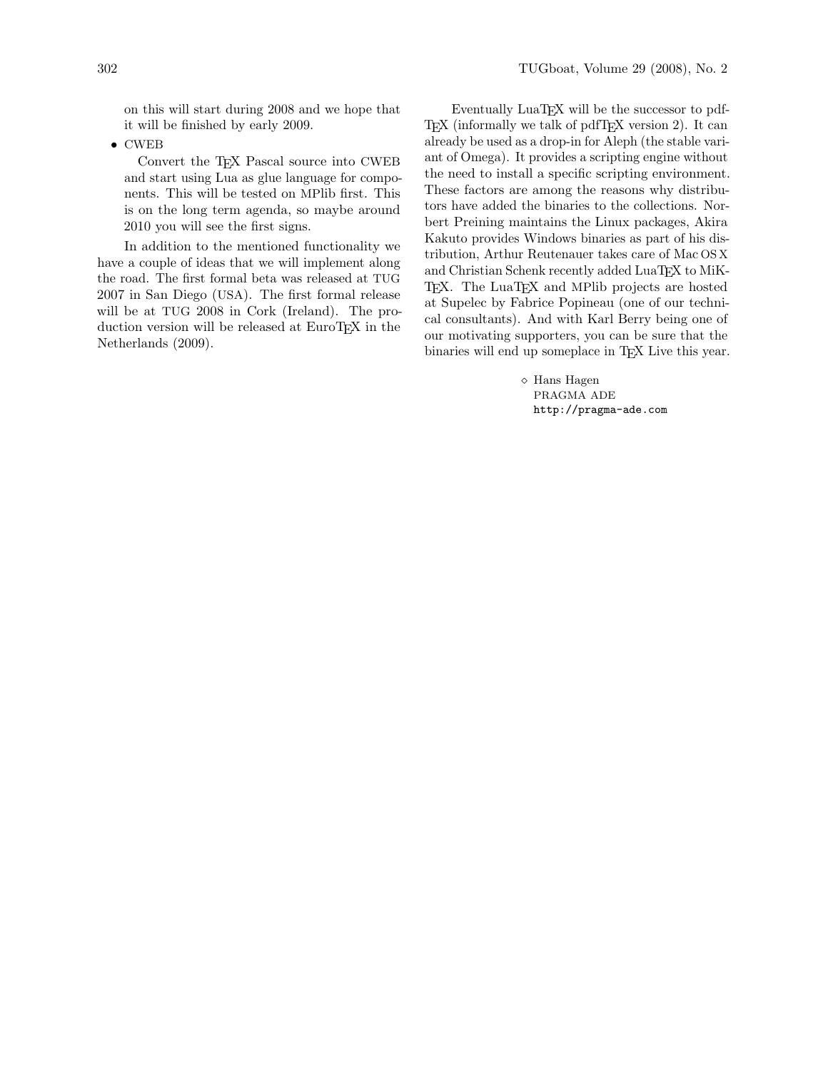on this will start during 2008 and we hope that it will be finished by early 2009.

- CWEB

  Convert the TEX Pascal source into CWEB and start using Lua as glue language for components. This will be tested on MPlib first. This is on the long term agenda, so maybe around 2010 you will see the first signs.

In addition to the mentioned functionality we have a couple of ideas that we will implement along the road. The first formal beta was released at TUG 2007 in San Diego (USA). The first formal release will be at TUG 2008 in Cork (Ireland). The production version will be released at EuroTEX in the Netherlands (2009).

Eventually LuaTEX will be the successor to pdfTEX (informally we talk of pdfTEX version 2). It can already be used as a drop-in for Aleph (the stable variant of Omega). It provides a scripting engine without the need to install a specific scripting environment. These factors are among the reasons why distributors have added the binaries to the collections. Norbert Preining maintains the Linux packages, Akira Kakuto provides Windows binaries as part of his distribution, Arthur Reutenauer takes care of Mac OS X and Christian Schenk recently added LuaTEX to MiKTEX. The LuaTEX and MPlib projects are hosted at Supelec by Fabrice Popineau (one of our technical consultants). And with Karl Berry being one of our motivating supporters, you can be sure that the binaries will end up someplace in TEX Live this year.

◇ Hans Hagen
PRAGMA ADE
http://pragma-ade.com